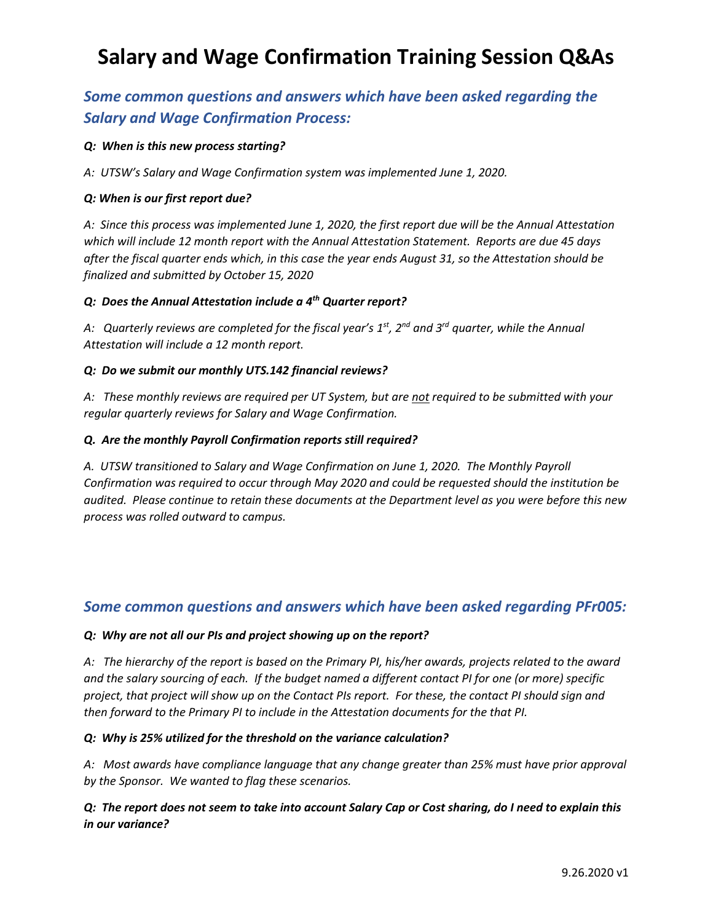# Salary and Wage Confirmation Training Session Q&As

## *Some common questions and answers which have been asked regarding the Salary and Wage Confirmation Process:*

***Q: When is this new process starting?***

*A: UTSW's Salary and Wage Confirmation system was implemented June 1, 2020.*

***Q: When is our first report due?***

*A: Since this process was implemented June 1, 2020, the first report due will be the Annual Attestation which will include 12 month report with the Annual Attestation Statement. Reports are due 45 days after the fiscal quarter ends which, in this case the year ends August 31, so the Attestation should be finalized and submitted by October 15, 2020*

***Q: Does the Annual Attestation include a 4th Quarter report?***

*A: Quarterly reviews are completed for the fiscal year's 1st, 2nd and 3rd quarter, while the Annual Attestation will include a 12 month report.*

***Q: Do we submit our monthly UTS.142 financial reviews?***

*A: These monthly reviews are required per UT System, but are <u>not</u> required to be submitted with your regular quarterly reviews for Salary and Wage Confirmation.*

***Q. Are the monthly Payroll Confirmation reports still required?***

*A. UTSW transitioned to Salary and Wage Confirmation on June 1, 2020. The Monthly Payroll Confirmation was required to occur through May 2020 and could be requested should the institution be audited. Please continue to retain these documents at the Department level as you were before this new process was rolled outward to campus.*

## *Some common questions and answers which have been asked regarding PFr005:*

***Q: Why are not all our PIs and project showing up on the report?***

*A: The hierarchy of the report is based on the Primary PI, his/her awards, projects related to the award and the salary sourcing of each. If the budget named a different contact PI for one (or more) specific project, that project will show up on the Contact PIs report. For these, the contact PI should sign and then forward to the Primary PI to include in the Attestation documents for the that PI.*

***Q: Why is 25% utilized for the threshold on the variance calculation?***

*A: Most awards have compliance language that any change greater than 25% must have prior approval by the Sponsor. We wanted to flag these scenarios.*

***Q: The report does not seem to take into account Salary Cap or Cost sharing, do I need to explain this in our variance?***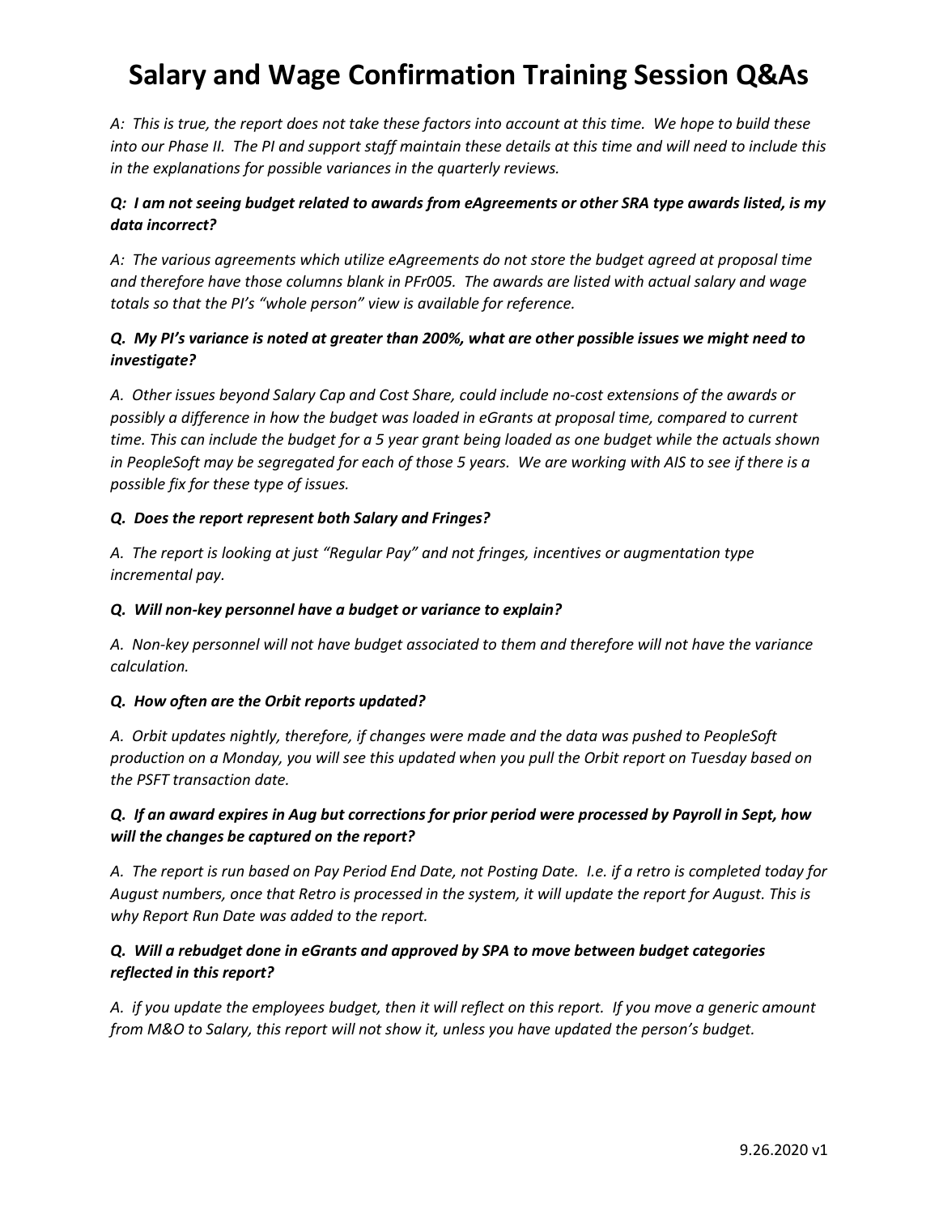# Salary and Wage Confirmation Training Session Q&As

*A: This is true, the report does not take these factors into account at this time. We hope to build these into our Phase II. The PI and support staff maintain these details at this time and will need to include this in the explanations for possible variances in the quarterly reviews.*

***Q: I am not seeing budget related to awards from eAgreements or other SRA type awards listed, is my data incorrect?***

*A: The various agreements which utilize eAgreements do not store the budget agreed at proposal time and therefore have those columns blank in PFr005. The awards are listed with actual salary and wage totals so that the PI's "whole person" view is available for reference.*

***Q. My PI's variance is noted at greater than 200%, what are other possible issues we might need to investigate?***

*A. Other issues beyond Salary Cap and Cost Share, could include no-cost extensions of the awards or possibly a difference in how the budget was loaded in eGrants at proposal time, compared to current time. This can include the budget for a 5 year grant being loaded as one budget while the actuals shown in PeopleSoft may be segregated for each of those 5 years. We are working with AIS to see if there is a possible fix for these type of issues.*

***Q. Does the report represent both Salary and Fringes?***

*A. The report is looking at just "Regular Pay" and not fringes, incentives or augmentation type incremental pay.*

***Q. Will non-key personnel have a budget or variance to explain?***

*A. Non-key personnel will not have budget associated to them and therefore will not have the variance calculation.*

***Q. How often are the Orbit reports updated?***

*A. Orbit updates nightly, therefore, if changes were made and the data was pushed to PeopleSoft production on a Monday, you will see this updated when you pull the Orbit report on Tuesday based on the PSFT transaction date.*

***Q. If an award expires in Aug but corrections for prior period were processed by Payroll in Sept, how will the changes be captured on the report?***

*A. The report is run based on Pay Period End Date, not Posting Date. I.e. if a retro is completed today for August numbers, once that Retro is processed in the system, it will update the report for August. This is why Report Run Date was added to the report.*

***Q. Will a rebudget done in eGrants and approved by SPA to move between budget categories reflected in this report?***

*A. if you update the employees budget, then it will reflect on this report. If you move a generic amount from M&O to Salary, this report will not show it, unless you have updated the person's budget.*

9.26.2020 v1